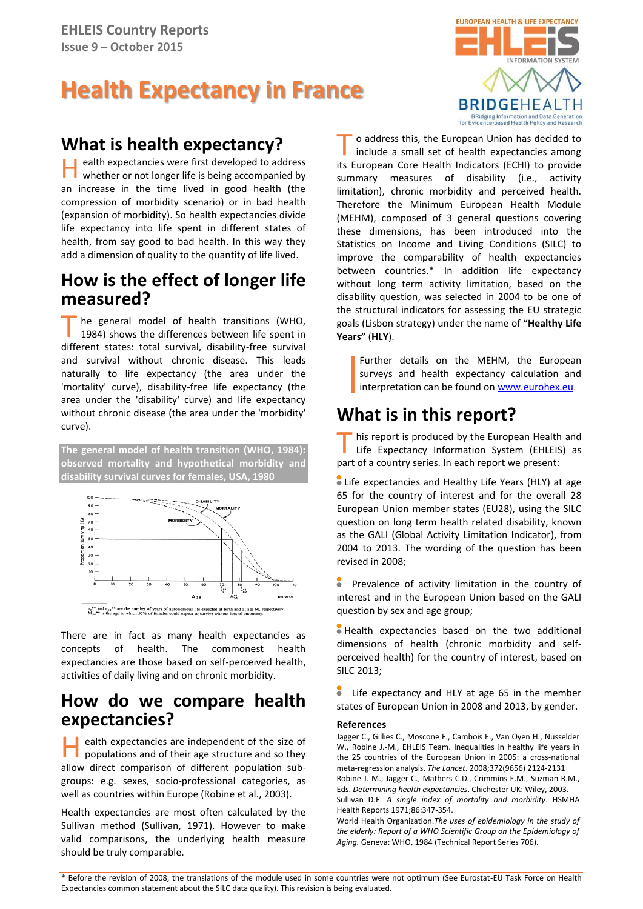EHLEIS Country Reports
Issue 9 – October 2015

# Health Expectancy in France

## What is health expectancy?

Health expectancies were first developed to address whether or not longer life is being accompanied by an increase in the time lived in good health (the compression of morbidity scenario) or in bad health (expansion of morbidity). So health expectancies divide life expectancy into life spent in different states of health, from say good to bad health. In this way they add a dimension of quality to the quantity of life lived.

## How is the effect of longer life measured?

The general model of health transitions (WHO, 1984) shows the differences between life spent in different states: total survival, disability-free survival and survival without chronic disease. This leads naturally to life expectancy (the area under the 'mortality' curve), disability-free life expectancy (the area under the 'disability' curve) and life expectancy without chronic disease (the area under the 'morbidity' curve).

**The general model of health transition (WHO, 1984): observed mortality and hypothetical morbidity and disability survival curves for females, USA, 1980**

$e_0$** and $e_{60}$** are the number of years of autonomous life expected at birth and at age 60, respectively. $M_{50}$** is the age to which 50% of females could expect to survive without loss of autonomy.

There are in fact as many health expectancies as concepts of health. The commonest health expectancies are those based on self-perceived health, activities of daily living and on chronic morbidity.

## How do we compare health expectancies?

Health expectancies are independent of the size of populations and of their age structure and so they allow direct comparison of different population sub-groups: e.g. sexes, socio-professional categories, as well as countries within Europe (Robine et al., 2003).

Health expectancies are most often calculated by the Sullivan method (Sullivan, 1971). However to make valid comparisons, the underlying health measure should be truly comparable.

To address this, the European Union has decided to include a small set of health expectancies among its European Core Health Indicators (ECHI) to provide summary measures of disability (i.e., activity limitation), chronic morbidity and perceived health. Therefore the Minimum European Health Module (MEHM), composed of 3 general questions covering these dimensions, has been introduced into the Statistics on Income and Living Conditions (SILC) to improve the comparability of health expectancies between countries.* In addition life expectancy without long term activity limitation, based on the disability question, was selected in 2004 to be one of the structural indicators for assessing the EU strategic goals (Lisbon strategy) under the name of "**Healthy Life Years"** (**HLY**).

> Further details on the MEHM, the European surveys and health expectancy calculation and interpretation can be found on [www.eurohex.eu](http://www.eurohex.eu).

## What is in this report?

This report is produced by the European Health and Life Expectancy Information System (EHLEIS) as part of a country series. In each report we present:

- Life expectancies and Healthy Life Years (HLY) at age 65 for the country of interest and for the overall 28 European Union member states (EU28), using the SILC question on long term health related disability, known as the GALI (Global Activity Limitation Indicator), from 2004 to 2013. The wording of the question has been revised in 2008;
- Prevalence of activity limitation in the country of interest and in the European Union based on the GALI question by sex and age group;
- Health expectancies based on the two additional dimensions of health (chronic morbidity and self-perceived health) for the country of interest, based on SILC 2013;
- Life expectancy and HLY at age 65 in the member states of European Union in 2008 and 2013, by gender.

### References

Jagger C., Gillies C., Moscone F., Cambois E., Van Oyen H., Nusselder W., Robine J.-M., EHLEIS Team. Inequalities in healthy life years in the 25 countries of the European Union in 2005: a cross-national meta-regression analysis. *The Lancet*. 2008;372(9656) 2124-2131

Robine J.-M., Jagger C., Mathers C.D., Crimmins E.M., Suzman R.M., Eds. *Determining health expectancies*. Chichester UK: Wiley, 2003.

Sullivan D.F. *A single index of mortality and morbidity*. HSMHA Health Reports 1971;86:347-354.

World Health Organization. *The uses of epidemiology in the study of the elderly: Report of a WHO Scientific Group on the Epidemiology of Aging.* Geneva: WHO, 1984 (Technical Report Series 706).

---

\* Before the revision of 2008, the translations of the module used in some countries were not optimum (See Eurostat-EU Task Force on Health Expectancies common statement about the SILC data quality). This revision is being evaluated.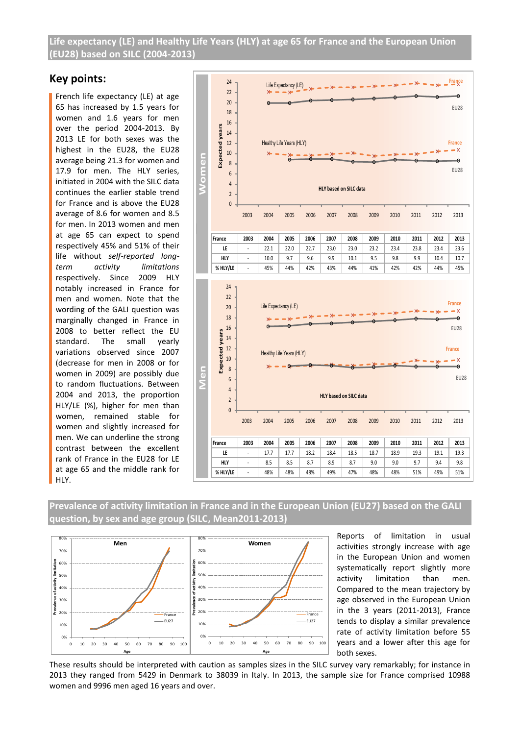## Life expectancy (LE) and Healthy Life Years (HLY) at age 65 for France and the European Union (EU28) based on SILC (2004-2013)

## Key points:

French life expectancy (LE) at age 65 has increased by 1.5 years for women and 1.6 years for men over the period 2004-2013. By 2013 LE for both sexes was the highest in the EU28, the EU28 average being 21.3 for women and 17.9 for men. The HLY series, initiated in 2004 with the SILC data continues the earlier stable trend for France and is above the EU28 average of 8.6 for women and 8.5 for men. In 2013 women and men at age 65 can expect to spend respectively 45% and 51% of their life without *self-reported long-term activity limitations* respectively. Since 2009 HLY notably increased in France for men and women. Note that the wording of the GALI question was marginally changed in France in 2008 to better reflect the EU standard. The small yearly variations observed since 2007 (decrease for men in 2008 or for women in 2009) are possibly due to random fluctuations. Between 2004 and 2013, the proportion HLY/LE (%), higher for men than women, remained stable for women and slightly increased for men. We can underline the strong contrast between the excellent rank of France in the EU28 for LE at age 65 and the middle rank for HLY.

**Women**

| France | 2003 | 2004 | 2005 | 2006 | 2007 | 2008 | 2009 | 2010 | 2011 | 2012 | 2013 |
|---|---|---|---|---|---|---|---|---|---|---|---|
| LE | - | 22.1 | 22.0 | 22.7 | 23.0 | 23.0 | 23.2 | 23.4 | 23.8 | 23.4 | 23.6 |
| HLY | - | 10.0 | 9.7 | 9.6 | 9.9 | 10.1 | 9.5 | 9.8 | 9.9 | 10.4 | 10.7 |
| % HLY/LE | - | 45% | 44% | 42% | 43% | 44% | 41% | 42% | 42% | 44% | 45% |

**Men**

| France | 2003 | 2004 | 2005 | 2006 | 2007 | 2008 | 2009 | 2010 | 2011 | 2012 | 2013 |
|---|---|---|---|---|---|---|---|---|---|---|---|
| LE | - | 17.7 | 17.7 | 18.2 | 18.4 | 18.5 | 18.7 | 18.9 | 19.3 | 19.1 | 19.3 |
| HLY | - | 8.5 | 8.5 | 8.7 | 8.9 | 8.7 | 9.0 | 9.0 | 9.7 | 9.4 | 9.8 |
| % HLY/LE | - | 48% | 48% | 48% | 49% | 47% | 48% | 48% | 51% | 49% | 51% |

## Prevalence of activity limitation in France and in the European Union (EU27) based on the GALI question, by sex and age group (SILC, Mean2011-2013)

Reports of limitation in usual activities strongly increase with age in the European Union and women systematically report slightly more activity limitation than men. Compared to the mean trajectory by age observed in the European Union in the 3 years (2011-2013), France tends to display a similar prevalence rate of activity limitation before 55 years and a lower after this age for both sexes.

These results should be interpreted with caution as samples sizes in the SILC survey vary remarkably; for instance in 2013 they ranged from 5429 in Denmark to 38039 in Italy. In 2013, the sample size for France comprised 10988 women and 9996 men aged 16 years and over.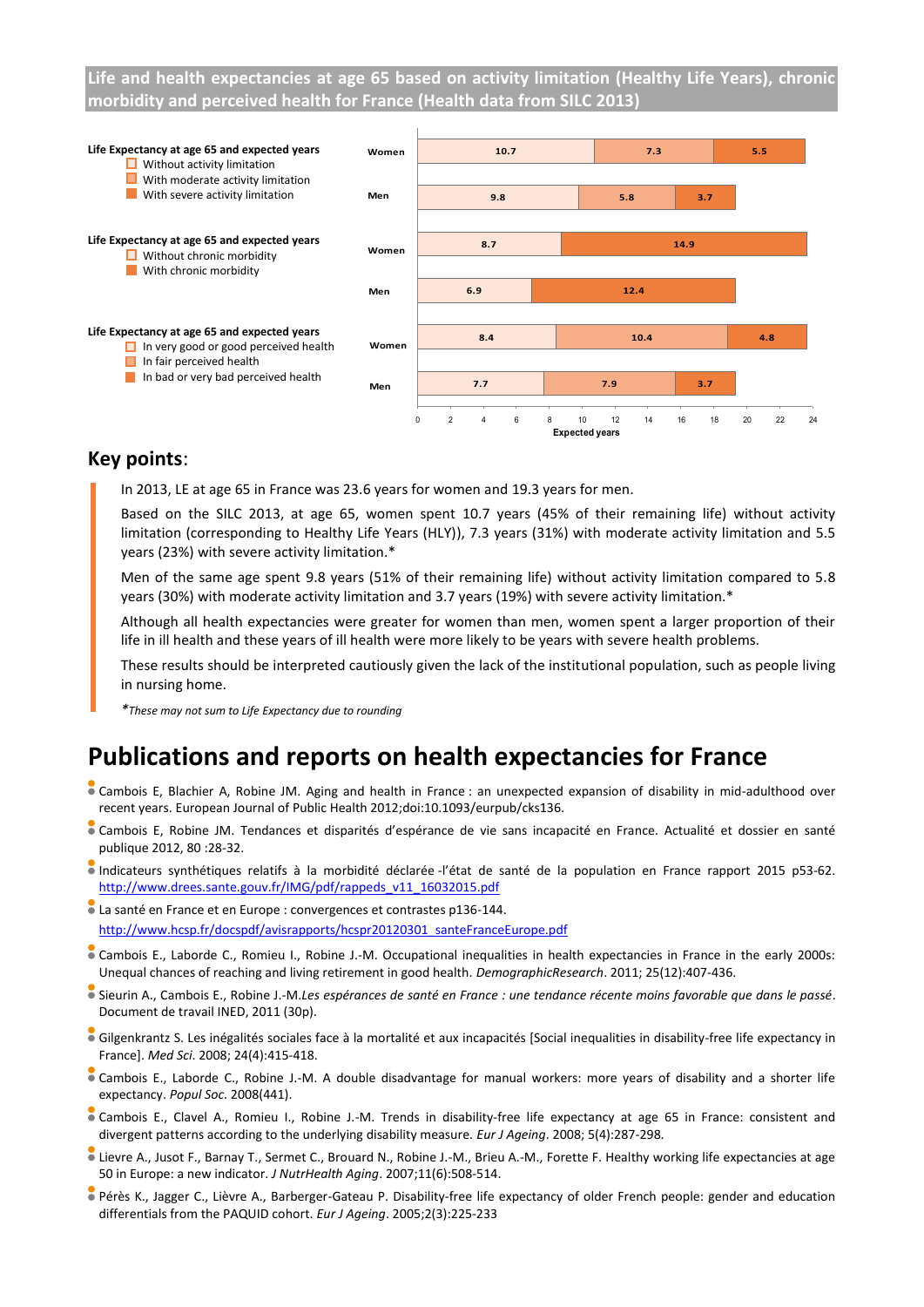## Life and health expectancies at age 65 based on activity limitation (Healthy Life Years), chronic morbidity and perceived health for France (Health data from SILC 2013)

**Life Expectancy at age 65 and expected years**
- Without activity limitation
- With moderate activity limitation
- With severe activity limitation

| | Without activity limitation | With moderate activity limitation | With severe activity limitation |
|---|---|---|---|
| Women | 10.7 | 7.3 | 5.5 |
| Men | 9.8 | 5.8 | 3.7 |

**Life Expectancy at age 65 and expected years**
- Without chronic morbidity
- With chronic morbidity

| | Without chronic morbidity | With chronic morbidity |
|---|---|---|
| Women | 8.7 | 14.9 |
| Men | 6.9 | 12.4 |

**Life Expectancy at age 65 and expected years**
- In very good or good perceived health
- In fair perceived health
- In bad or very bad perceived health

| | In very good or good perceived health | In fair perceived health | In bad or very bad perceived health |
|---|---|---|---|
| Women | 8.4 | 10.4 | 4.8 |
| Men | 7.7 | 7.9 | 3.7 |

Expected years

## Key points:

In 2013, LE at age 65 in France was 23.6 years for women and 19.3 years for men.

Based on the SILC 2013, at age 65, women spent 10.7 years (45% of their remaining life) without activity limitation (corresponding to Healthy Life Years (HLY)), 7.3 years (31%) with moderate activity limitation and 5.5 years (23%) with severe activity limitation.*

Men of the same age spent 9.8 years (51% of their remaining life) without activity limitation compared to 5.8 years (30%) with moderate activity limitation and 3.7 years (19%) with severe activity limitation.*

Although all health expectancies were greater for women than men, women spent a larger proportion of their life in ill health and these years of ill health were more likely to be years with severe health problems.

These results should be interpreted cautiously given the lack of the institutional population, such as people living in nursing home.

**These may not sum to Life Expectancy due to rounding*

# Publications and reports on health expectancies for France

- Cambois E, Blachier A, Robine JM. Aging and health in France : an unexpected expansion of disability in mid-adulthood over recent years. European Journal of Public Health 2012;doi:10.1093/eurpub/cks136.
- Cambois E, Robine JM. Tendances et disparités d'espérance de vie sans incapacité en France. Actualité et dossier en santé publique 2012, 80 :28-32.
- Indicateurs synthétiques relatifs à la morbidité déclarée -l'état de santé de la population en France rapport 2015 p53-62. http://www.drees.sante.gouv.fr/IMG/pdf/rappeds_v11_16032015.pdf
- La santé en France et en Europe : convergences et contrastes p136-144. http://www.hcsp.fr/docspdf/avisrapports/hcspr20120301_santeFranceEurope.pdf
- Cambois E., Laborde C., Romieu I., Robine J.-M. Occupational inequalities in health expectancies in France in the early 2000s: Unequal chances of reaching and living retirement in good health. *DemographicResearch*. 2011; 25(12):407-436.
- Sieurin A., Cambois E., Robine J.-M.*Les espérances de santé en France : une tendance récente moins favorable que dans le passé*. Document de travail INED, 2011 (30p).
- Gilgenkrantz S. Les inégalités sociales face à la mortalité et aux incapacités [Social inequalities in disability-free life expectancy in France]. *Med Sci*. 2008; 24(4):415-418.
- Cambois E., Laborde C., Robine J.-M. A double disadvantage for manual workers: more years of disability and a shorter life expectancy. *Popul Soc*. 2008(441).
- Cambois E., Clavel A., Romieu I., Robine J.-M. Trends in disability-free life expectancy at age 65 in France: consistent and divergent patterns according to the underlying disability measure. *Eur J Ageing*. 2008; 5(4):287-298.
- Lievre A., Jusot F., Barnay T., Sermet C., Brouard N., Robine J.-M., Brieu A.-M., Forette F. Healthy working life expectancies at age 50 in Europe: a new indicator. *J NutrHealth Aging*. 2007;11(6):508-514.
- Pérès K., Jagger C., Lièvre A., Barberger-Gateau P. Disability-free life expectancy of older French people: gender and education differentials from the PAQUID cohort. *Eur J Ageing*. 2005;2(3):225-233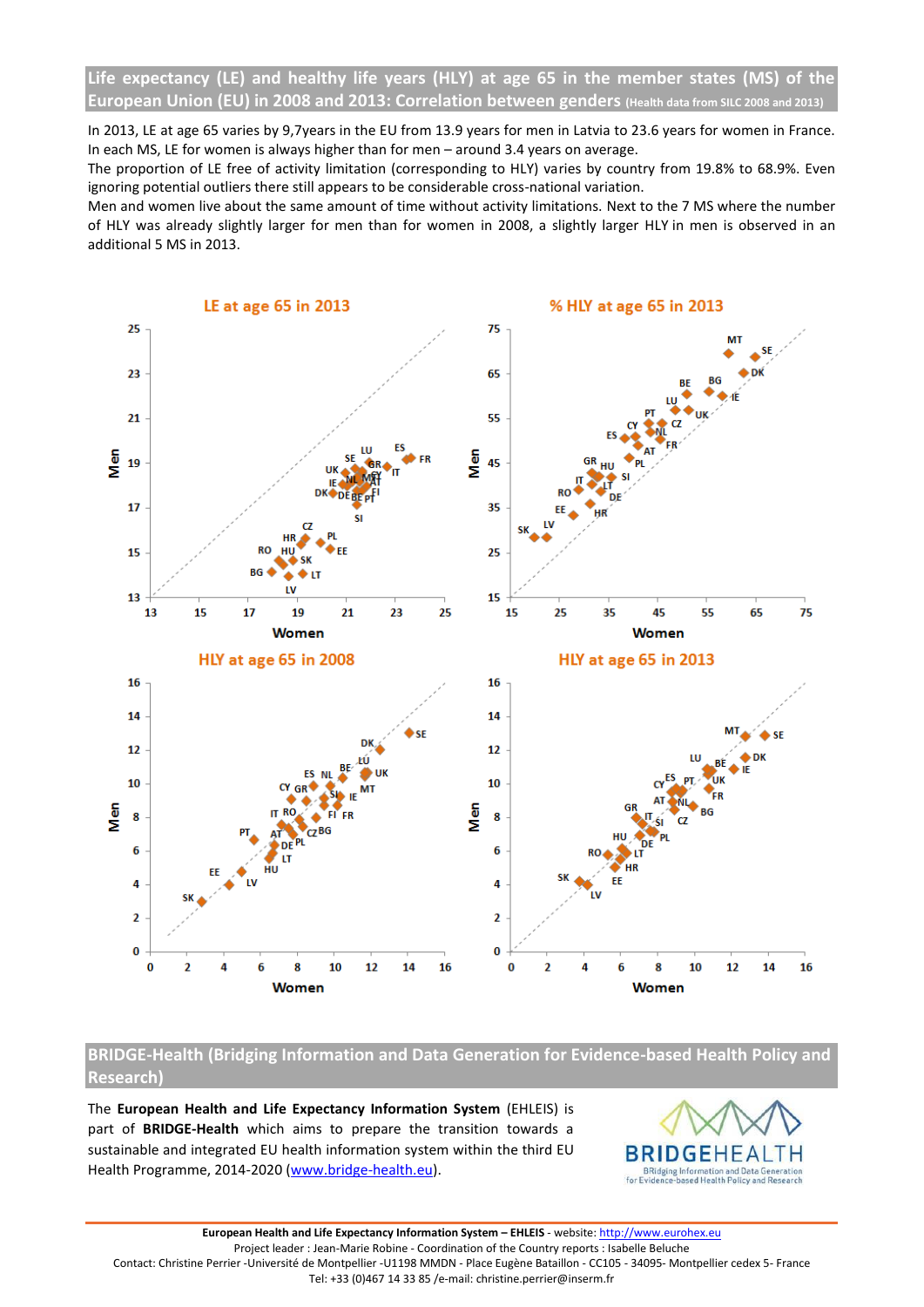## Life expectancy (LE) and healthy life years (HLY) at age 65 in the member states (MS) of the European Union (EU) in 2008 and 2013: Correlation between genders (Health data from SILC 2008 and 2013)

In 2013, LE at age 65 varies by 9,7years in the EU from 13.9 years for men in Latvia to 23.6 years for women in France. In each MS, LE for women is always higher than for men – around 3.4 years on average.

The proportion of LE free of activity limitation (corresponding to HLY) varies by country from 19.8% to 68.9%. Even ignoring potential outliers there still appears to be considerable cross-national variation.

Men and women live about the same amount of time without activity limitations. Next to the 7 MS where the number of HLY was already slightly larger for men than for women in 2008, a slightly larger HLY in men is observed in an additional 5 MS in 2013.

LE at age 65 in 2013

Men
25
23
21
19
17
15
13
13
15
17
19
21
23
25
Women

LU ES FR SE GR IT UK CY IE NL MT FI DK DE BE PT SI CZ HR PL RO HU EE SK BG LT LV

% HLY at age 65 in 2013

Men
75
65
55
45
35
25
15
15
25
35
45
55
65
75
Women

MT SE BE BG DK LU IE UK PT CZ CY NL ES AT FR GR HU SI PL IT LT RO DE EE HR SK LV

HLY at age 65 in 2008

Men
16
14
12
10
8
6
4
2
0
0
2
4
6
8
10
12
14
16
Women

SE DK LU BE UK ES NL MT CY GR SI IE IT RO FI FR PT AT CZ BG DE PL LT HU EE LV SK

HLY at age 65 in 2013

Men
16
14
12
10
8
6
4
2
0
0
2
4
6
8
10
12
14
16
Women

MT SE DK LU BE IE UK CY ES PT FR AT NL BG GR IT SI CZ HU PL DE RO LT HR SK EE LV

## BRIDGE-Health (Bridging Information and Data Generation for Evidence-based Health Policy and Research)

The **European Health and Life Expectancy Information System** (EHLEIS) is part of **BRIDGE-Health** which aims to prepare the transition towards a sustainable and integrated EU health information system within the third EU Health Programme, 2014-2020 (www.bridge-health.eu).

BRIDGEHEALTH
BRIdging Information and Data Generation for Evidence-based Health Policy and Research

**European Health and Life Expectancy Information System – EHLEIS** - website: http://www.eurohex.eu
Project leader : Jean-Marie Robine - Coordination of the Country reports : Isabelle Beluche
Contact: Christine Perrier -Université de Montpellier -U1198 MMDN - Place Eugène Bataillon - CC105 - 34095- Montpellier cedex 5- France
Tel: +33 (0)467 14 33 85 /e-mail: christine.perrier@inserm.fr